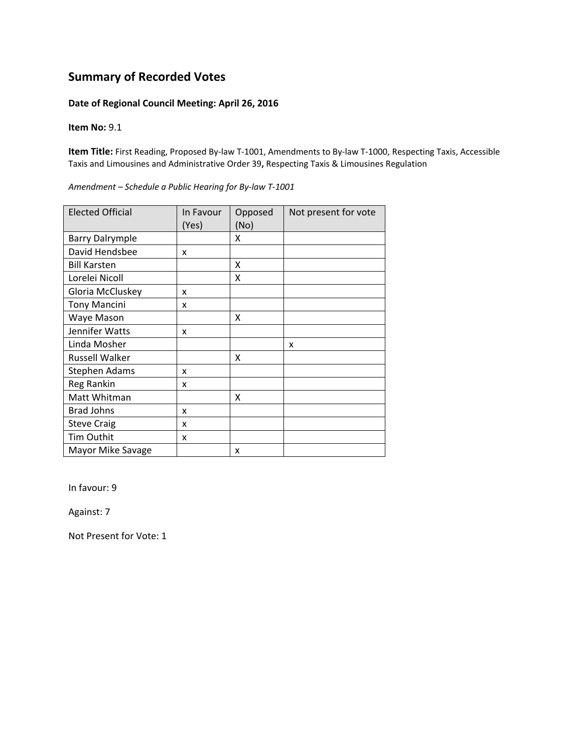# Summary of Recorded Votes

**Date of Regional Council Meeting: April 26, 2016**

**Item No:** 9.1

**Item Title:** First Reading, Proposed By-law T-1001, Amendments to By-law T-1000, Respecting Taxis, Accessible Taxis and Limousines and Administrative Order 39**,** Respecting Taxis & Limousines Regulation

*Amendment – Schedule a Public Hearing for By-law T-1001*

| Elected Official | In Favour (Yes) | Opposed (No) | Not present for vote |
|---|---|---|---|
| Barry Dalrymple | | X | |
| David Hendsbee | x | | |
| Bill Karsten | | X | |
| Lorelei Nicoll | | X | |
| Gloria McCluskey | x | | |
| Tony Mancini | x | | |
| Waye Mason | | X | |
| Jennifer Watts | x | | |
| Linda Mosher | | | x |
| Russell Walker | | X | |
| Stephen Adams | x | | |
| Reg Rankin | x | | |
| Matt Whitman | | X | |
| Brad Johns | x | | |
| Steve Craig | x | | |
| Tim Outhit | x | | |
| Mayor Mike Savage | | x | |

In favour: 9

Against: 7

Not Present for Vote: 1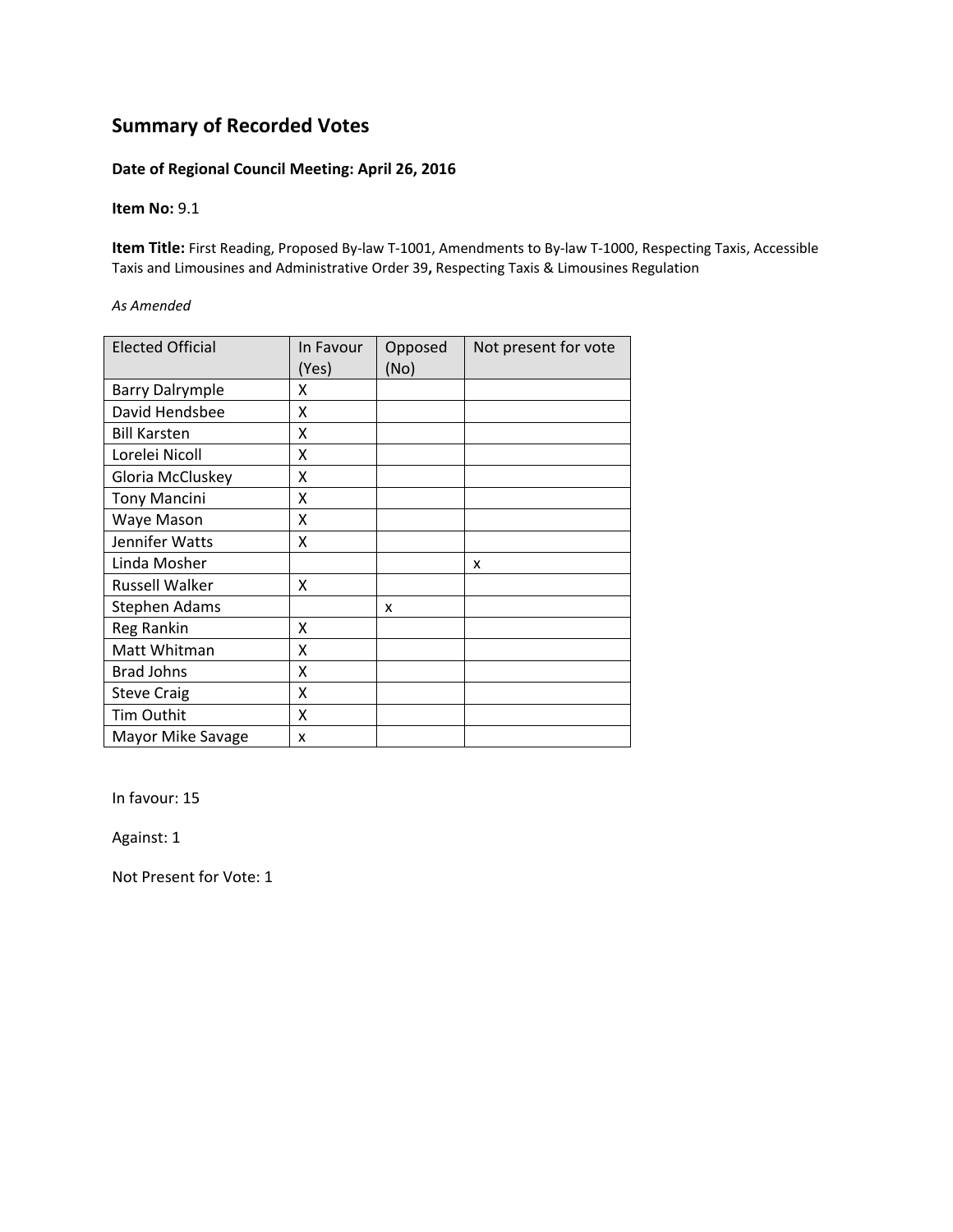# Summary of Recorded Votes

**Date of Regional Council Meeting: April 26, 2016**

**Item No:** 9.1

**Item Title:** First Reading, Proposed By-law T-1001, Amendments to By-law T-1000, Respecting Taxis, Accessible Taxis and Limousines and Administrative Order 39**,** Respecting Taxis & Limousines Regulation

*As Amended*

| Elected Official | In Favour (Yes) | Opposed (No) | Not present for vote |
|---|---|---|---|
| Barry Dalrymple | X | | |
| David Hendsbee | X | | |
| Bill Karsten | X | | |
| Lorelei Nicoll | X | | |
| Gloria McCluskey | X | | |
| Tony Mancini | X | | |
| Waye Mason | X | | |
| Jennifer Watts | X | | |
| Linda Mosher | | | x |
| Russell Walker | X | | |
| Stephen Adams | | x | |
| Reg Rankin | X | | |
| Matt Whitman | X | | |
| Brad Johns | X | | |
| Steve Craig | X | | |
| Tim Outhit | X | | |
| Mayor Mike Savage | x | | |

In favour: 15

Against: 1

Not Present for Vote: 1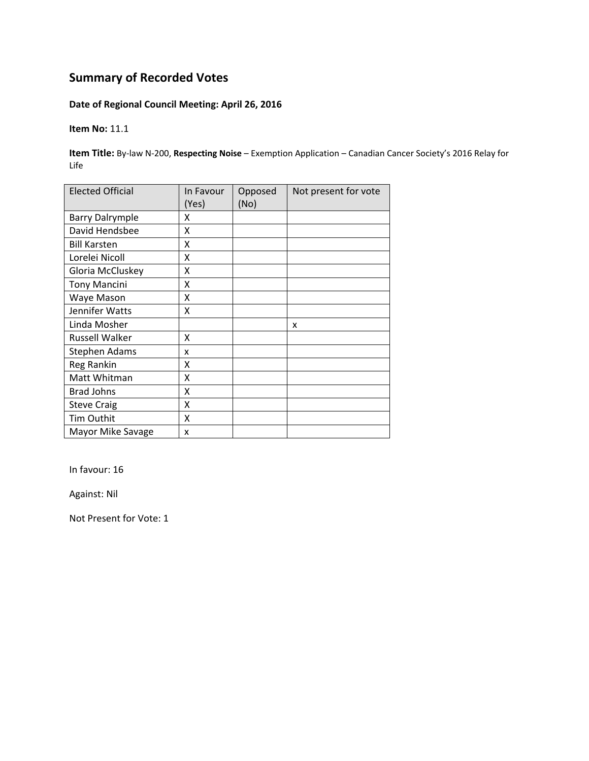## Summary of Recorded Votes

**Date of Regional Council Meeting: April 26, 2016**

**Item No:** 11.1

**Item Title:** By-law N-200, **Respecting Noise** – Exemption Application – Canadian Cancer Society's 2016 Relay for Life

| Elected Official | In Favour (Yes) | Opposed (No) | Not present for vote |
|---|---|---|---|
| Barry Dalrymple | X | | |
| David Hendsbee | X | | |
| Bill Karsten | X | | |
| Lorelei Nicoll | X | | |
| Gloria McCluskey | X | | |
| Tony Mancini | X | | |
| Waye Mason | X | | |
| Jennifer Watts | X | | |
| Linda Mosher | | | x |
| Russell Walker | X | | |
| Stephen Adams | x | | |
| Reg Rankin | X | | |
| Matt Whitman | X | | |
| Brad Johns | X | | |
| Steve Craig | X | | |
| Tim Outhit | X | | |
| Mayor Mike Savage | x | | |

In favour: 16

Against: Nil

Not Present for Vote: 1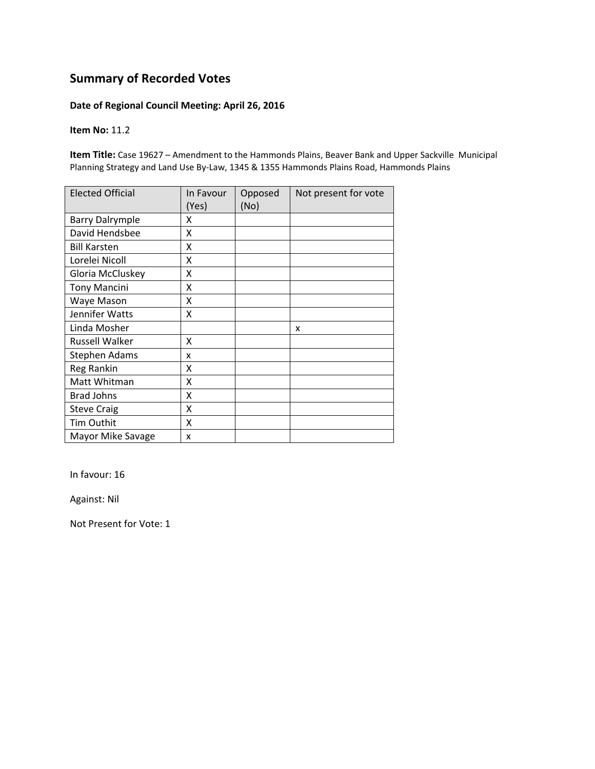# Summary of Recorded Votes

**Date of Regional Council Meeting: April 26, 2016**

**Item No:** 11.2

**Item Title:** Case 19627 – Amendment to the Hammonds Plains, Beaver Bank and Upper Sackville Municipal Planning Strategy and Land Use By-Law, 1345 & 1355 Hammonds Plains Road, Hammonds Plains

| Elected Official | In Favour (Yes) | Opposed (No) | Not present for vote |
|---|---|---|---|
| Barry Dalrymple | X | | |
| David Hendsbee | X | | |
| Bill Karsten | X | | |
| Lorelei Nicoll | X | | |
| Gloria McCluskey | X | | |
| Tony Mancini | X | | |
| Waye Mason | X | | |
| Jennifer Watts | X | | |
| Linda Mosher | | | x |
| Russell Walker | X | | |
| Stephen Adams | x | | |
| Reg Rankin | X | | |
| Matt Whitman | X | | |
| Brad Johns | X | | |
| Steve Craig | X | | |
| Tim Outhit | X | | |
| Mayor Mike Savage | x | | |

In favour: 16

Against: Nil

Not Present for Vote: 1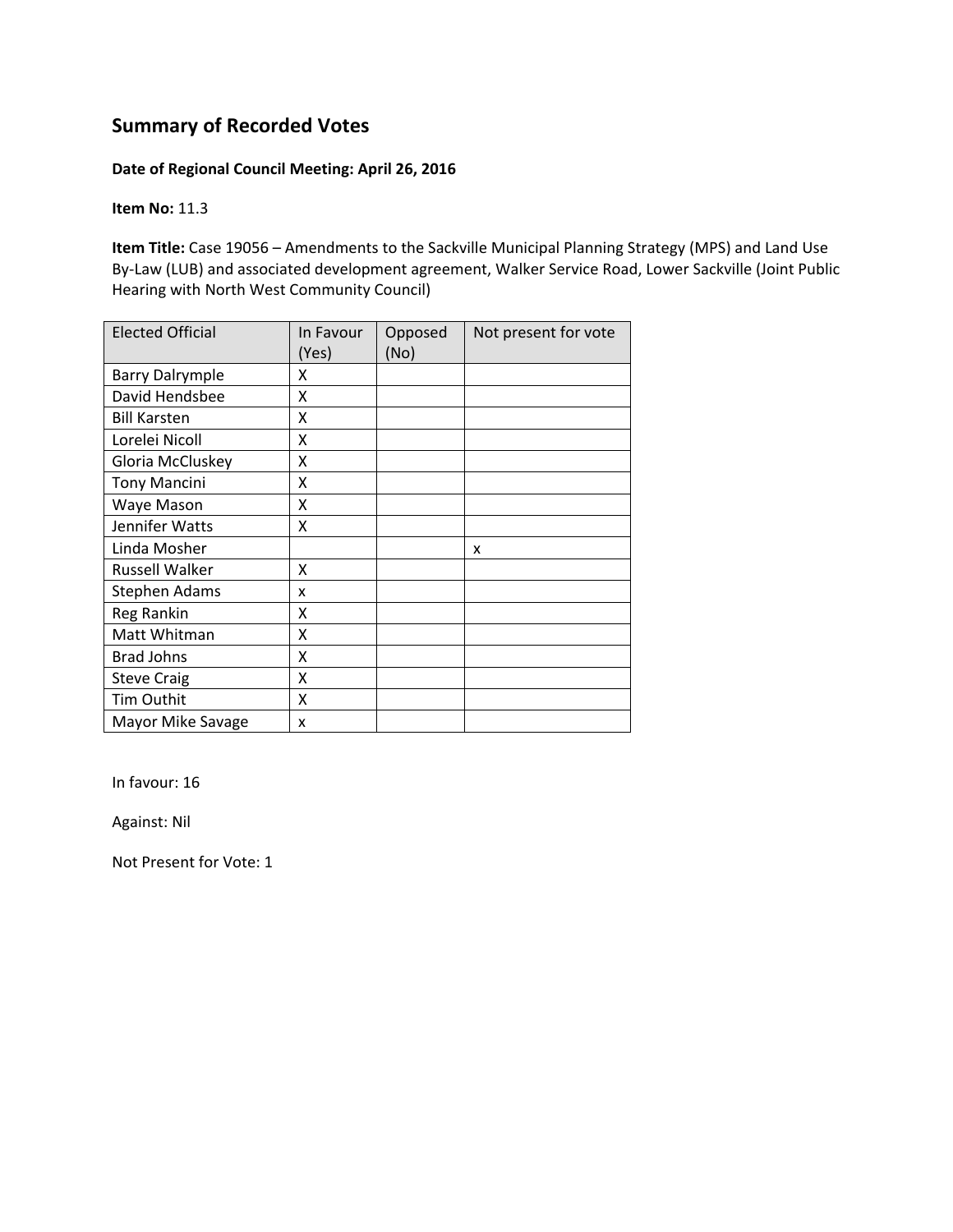## Summary of Recorded Votes

**Date of Regional Council Meeting: April 26, 2016**

**Item No:** 11.3

**Item Title:** Case 19056 – Amendments to the Sackville Municipal Planning Strategy (MPS) and Land Use By-Law (LUB) and associated development agreement, Walker Service Road, Lower Sackville (Joint Public Hearing with North West Community Council)

| Elected Official | In Favour (Yes) | Opposed (No) | Not present for vote |
|---|---|---|---|
| Barry Dalrymple | X | | |
| David Hendsbee | X | | |
| Bill Karsten | X | | |
| Lorelei Nicoll | X | | |
| Gloria McCluskey | X | | |
| Tony Mancini | X | | |
| Waye Mason | X | | |
| Jennifer Watts | X | | |
| Linda Mosher | | | x |
| Russell Walker | X | | |
| Stephen Adams | x | | |
| Reg Rankin | X | | |
| Matt Whitman | X | | |
| Brad Johns | X | | |
| Steve Craig | X | | |
| Tim Outhit | X | | |
| Mayor Mike Savage | x | | |

In favour: 16

Against: Nil

Not Present for Vote: 1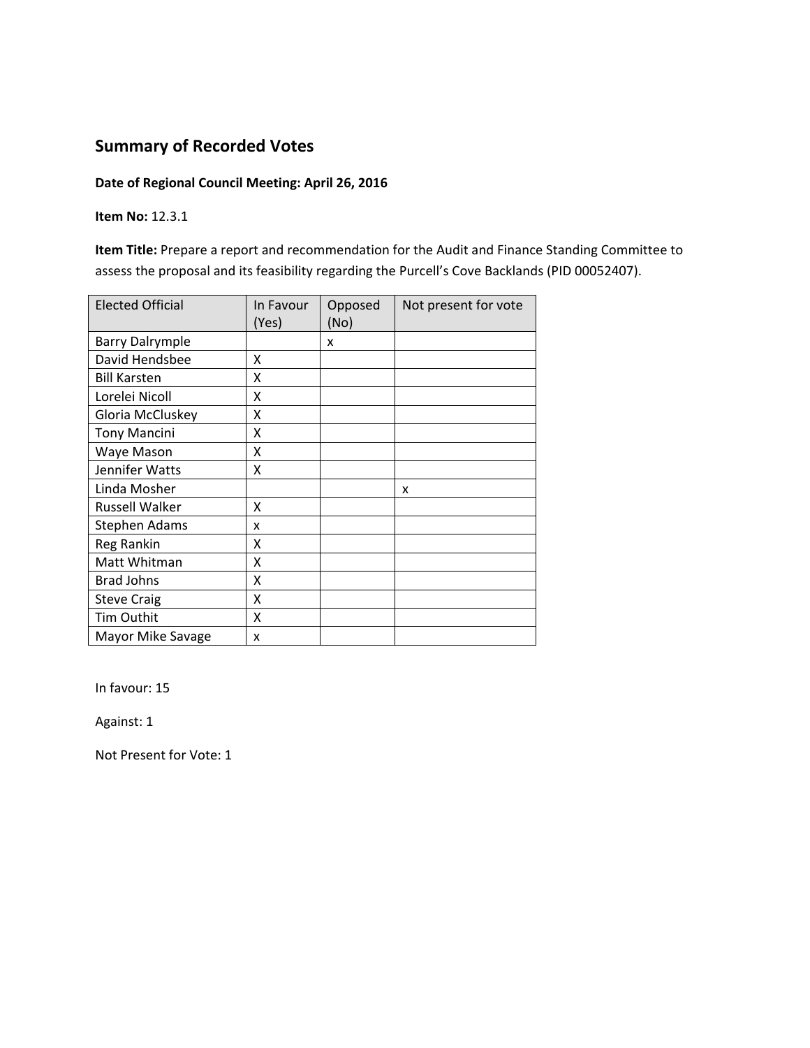## Summary of Recorded Votes

**Date of Regional Council Meeting: April 26, 2016**

**Item No:** 12.3.1

**Item Title:** Prepare a report and recommendation for the Audit and Finance Standing Committee to assess the proposal and its feasibility regarding the Purcell's Cove Backlands (PID 00052407).

| Elected Official | In Favour (Yes) | Opposed (No) | Not present for vote |
|---|---|---|---|
| Barry Dalrymple | | x | |
| David Hendsbee | X | | |
| Bill Karsten | X | | |
| Lorelei Nicoll | X | | |
| Gloria McCluskey | X | | |
| Tony Mancini | X | | |
| Waye Mason | X | | |
| Jennifer Watts | X | | |
| Linda Mosher | | | x |
| Russell Walker | X | | |
| Stephen Adams | x | | |
| Reg Rankin | X | | |
| Matt Whitman | X | | |
| Brad Johns | X | | |
| Steve Craig | X | | |
| Tim Outhit | X | | |
| Mayor Mike Savage | x | | |

In favour: 15

Against: 1

Not Present for Vote: 1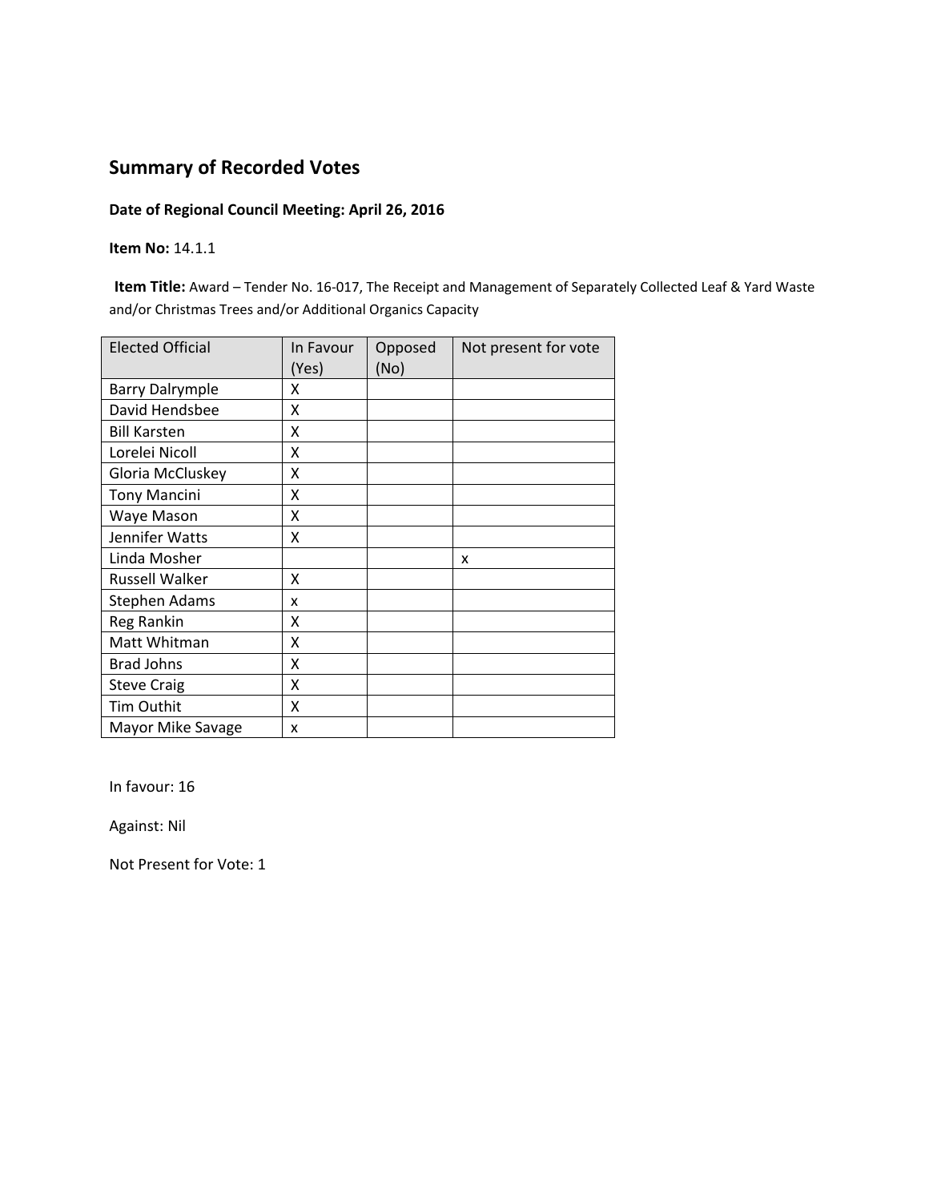## Summary of Recorded Votes

**Date of Regional Council Meeting: April 26, 2016**

**Item No:** 14.1.1

**Item Title:** Award – Tender No. 16-017, The Receipt and Management of Separately Collected Leaf & Yard Waste and/or Christmas Trees and/or Additional Organics Capacity

| Elected Official | In Favour (Yes) | Opposed (No) | Not present for vote |
|---|---|---|---|
| Barry Dalrymple | X | | |
| David Hendsbee | X | | |
| Bill Karsten | X | | |
| Lorelei Nicoll | X | | |
| Gloria McCluskey | X | | |
| Tony Mancini | X | | |
| Waye Mason | X | | |
| Jennifer Watts | X | | |
| Linda Mosher | | | x |
| Russell Walker | X | | |
| Stephen Adams | x | | |
| Reg Rankin | X | | |
| Matt Whitman | X | | |
| Brad Johns | X | | |
| Steve Craig | X | | |
| Tim Outhit | X | | |
| Mayor Mike Savage | x | | |

In favour: 16

Against: Nil

Not Present for Vote: 1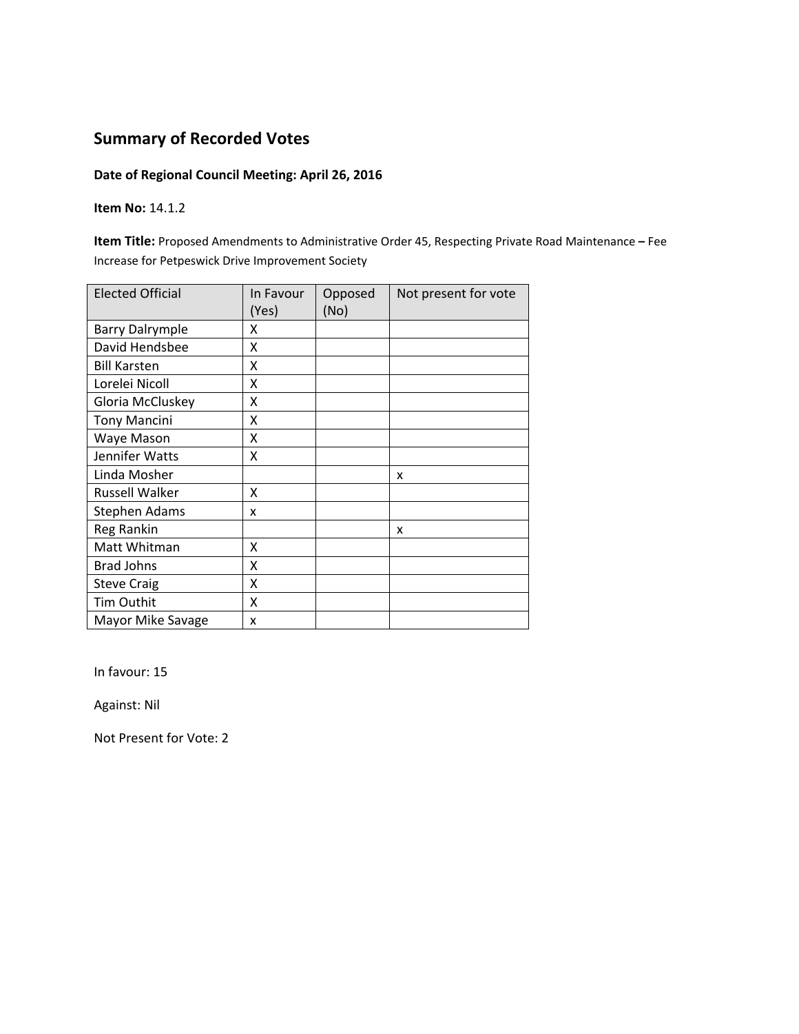## Summary of Recorded Votes

**Date of Regional Council Meeting: April 26, 2016**

**Item No:** 14.1.2

**Item Title:** Proposed Amendments to Administrative Order 45, Respecting Private Road Maintenance **–** Fee Increase for Petpeswick Drive Improvement Society

| Elected Official | In Favour (Yes) | Opposed (No) | Not present for vote |
|---|---|---|---|
| Barry Dalrymple | X | | |
| David Hendsbee | X | | |
| Bill Karsten | X | | |
| Lorelei Nicoll | X | | |
| Gloria McCluskey | X | | |
| Tony Mancini | X | | |
| Waye Mason | X | | |
| Jennifer Watts | X | | |
| Linda Mosher | | | x |
| Russell Walker | X | | |
| Stephen Adams | x | | |
| Reg Rankin | | | x |
| Matt Whitman | X | | |
| Brad Johns | X | | |
| Steve Craig | X | | |
| Tim Outhit | X | | |
| Mayor Mike Savage | x | | |

In favour: 15

Against: Nil

Not Present for Vote: 2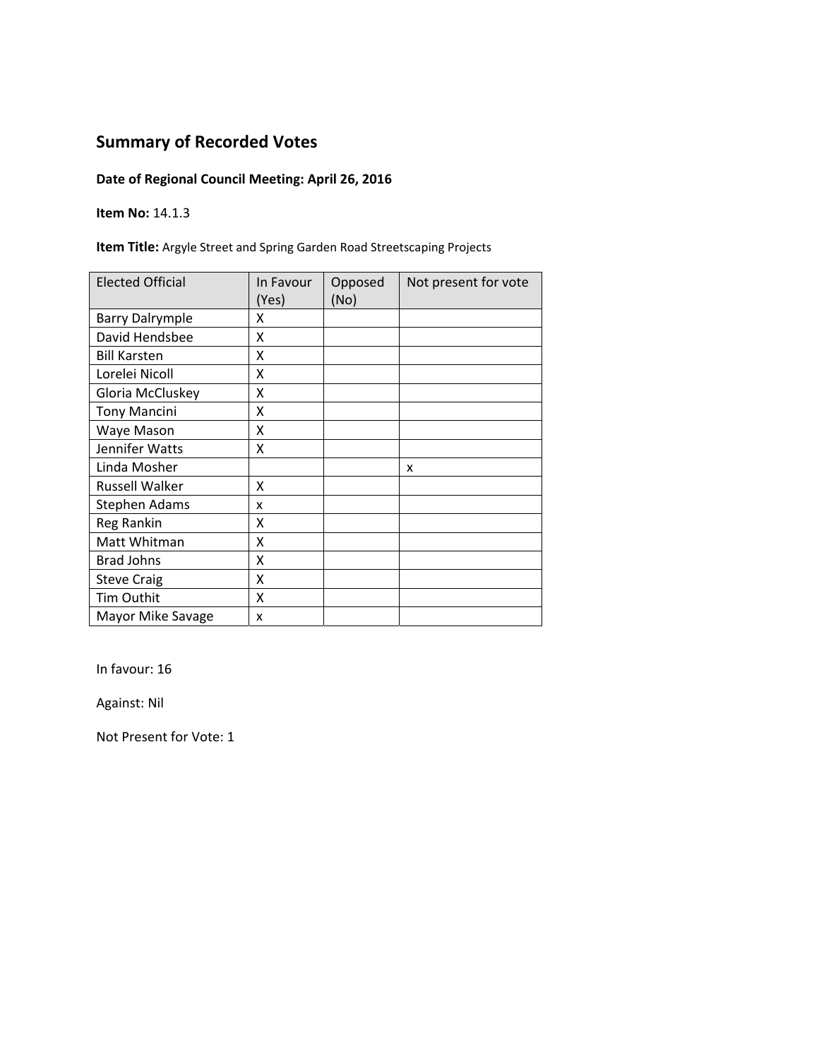# Summary of Recorded Votes

**Date of Regional Council Meeting: April 26, 2016**

**Item No:** 14.1.3

**Item Title:** Argyle Street and Spring Garden Road Streetscaping Projects

| Elected Official | In Favour (Yes) | Opposed (No) | Not present for vote |
|---|---|---|---|
| Barry Dalrymple | X | | |
| David Hendsbee | X | | |
| Bill Karsten | X | | |
| Lorelei Nicoll | X | | |
| Gloria McCluskey | X | | |
| Tony Mancini | X | | |
| Waye Mason | X | | |
| Jennifer Watts | X | | |
| Linda Mosher | | | x |
| Russell Walker | X | | |
| Stephen Adams | x | | |
| Reg Rankin | X | | |
| Matt Whitman | X | | |
| Brad Johns | X | | |
| Steve Craig | X | | |
| Tim Outhit | X | | |
| Mayor Mike Savage | x | | |

In favour: 16

Against: Nil

Not Present for Vote: 1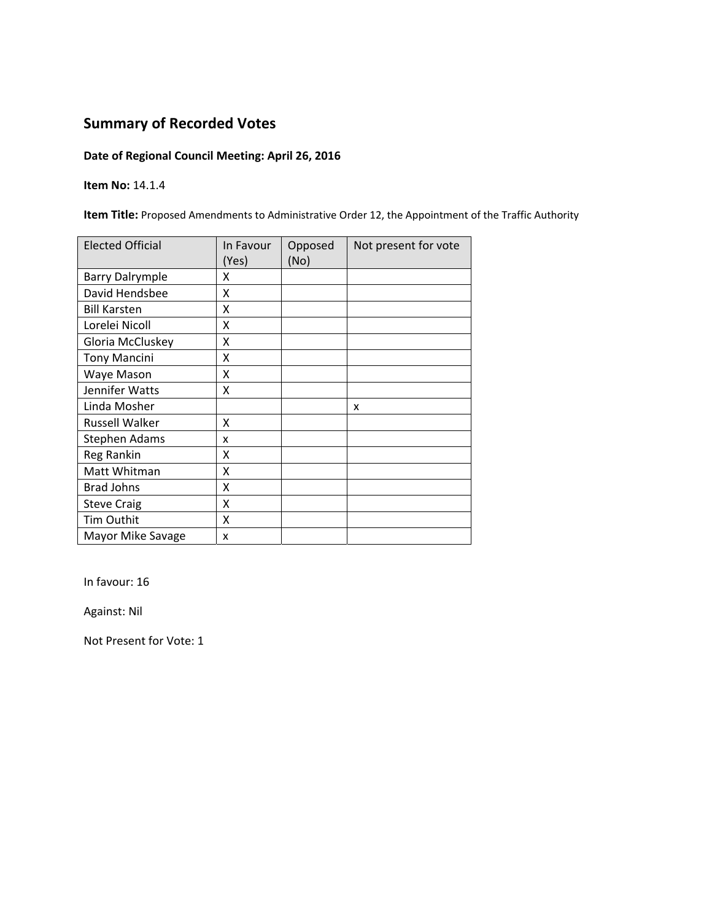# Summary of Recorded Votes

**Date of Regional Council Meeting: April 26, 2016**

**Item No:** 14.1.4

**Item Title:** Proposed Amendments to Administrative Order 12, the Appointment of the Traffic Authority

| Elected Official | In Favour (Yes) | Opposed (No) | Not present for vote |
|---|---|---|---|
| Barry Dalrymple | X | | |
| David Hendsbee | X | | |
| Bill Karsten | X | | |
| Lorelei Nicoll | X | | |
| Gloria McCluskey | X | | |
| Tony Mancini | X | | |
| Waye Mason | X | | |
| Jennifer Watts | X | | |
| Linda Mosher | | | x |
| Russell Walker | X | | |
| Stephen Adams | x | | |
| Reg Rankin | X | | |
| Matt Whitman | X | | |
| Brad Johns | X | | |
| Steve Craig | X | | |
| Tim Outhit | X | | |
| Mayor Mike Savage | x | | |

In favour: 16

Against: Nil

Not Present for Vote: 1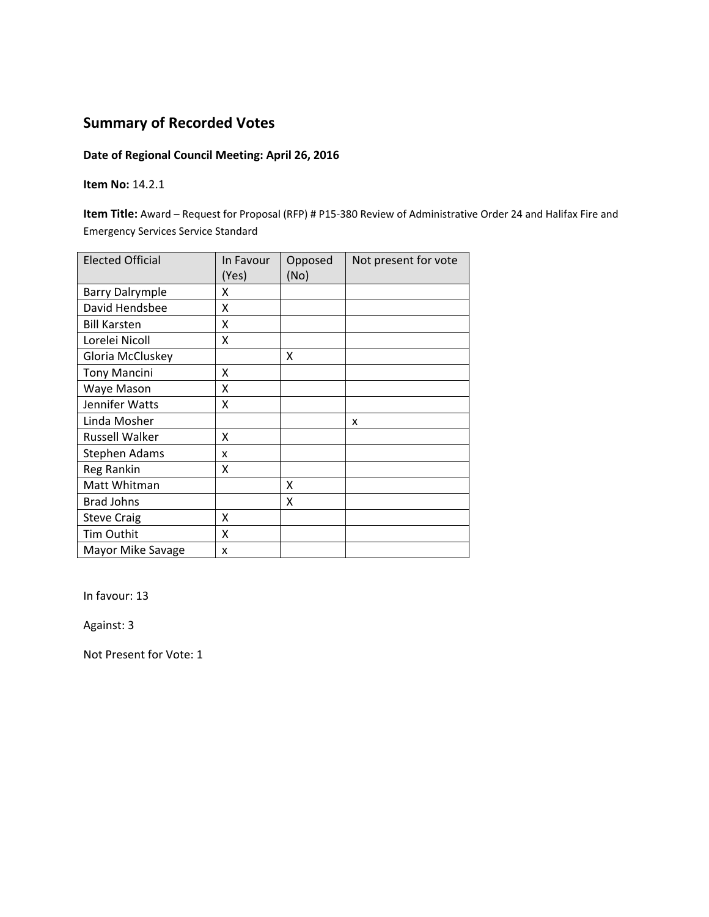## Summary of Recorded Votes

**Date of Regional Council Meeting: April 26, 2016**

**Item No:** 14.2.1

**Item Title:** Award – Request for Proposal (RFP) # P15-380 Review of Administrative Order 24 and Halifax Fire and Emergency Services Service Standard

| Elected Official | In Favour (Yes) | Opposed (No) | Not present for vote |
|---|---|---|---|
| Barry Dalrymple | X | | |
| David Hendsbee | X | | |
| Bill Karsten | X | | |
| Lorelei Nicoll | X | | |
| Gloria McCluskey | | X | |
| Tony Mancini | X | | |
| Waye Mason | X | | |
| Jennifer Watts | X | | |
| Linda Mosher | | | x |
| Russell Walker | X | | |
| Stephen Adams | x | | |
| Reg Rankin | X | | |
| Matt Whitman | | X | |
| Brad Johns | | X | |
| Steve Craig | X | | |
| Tim Outhit | X | | |
| Mayor Mike Savage | x | | |

In favour: 13

Against: 3

Not Present for Vote: 1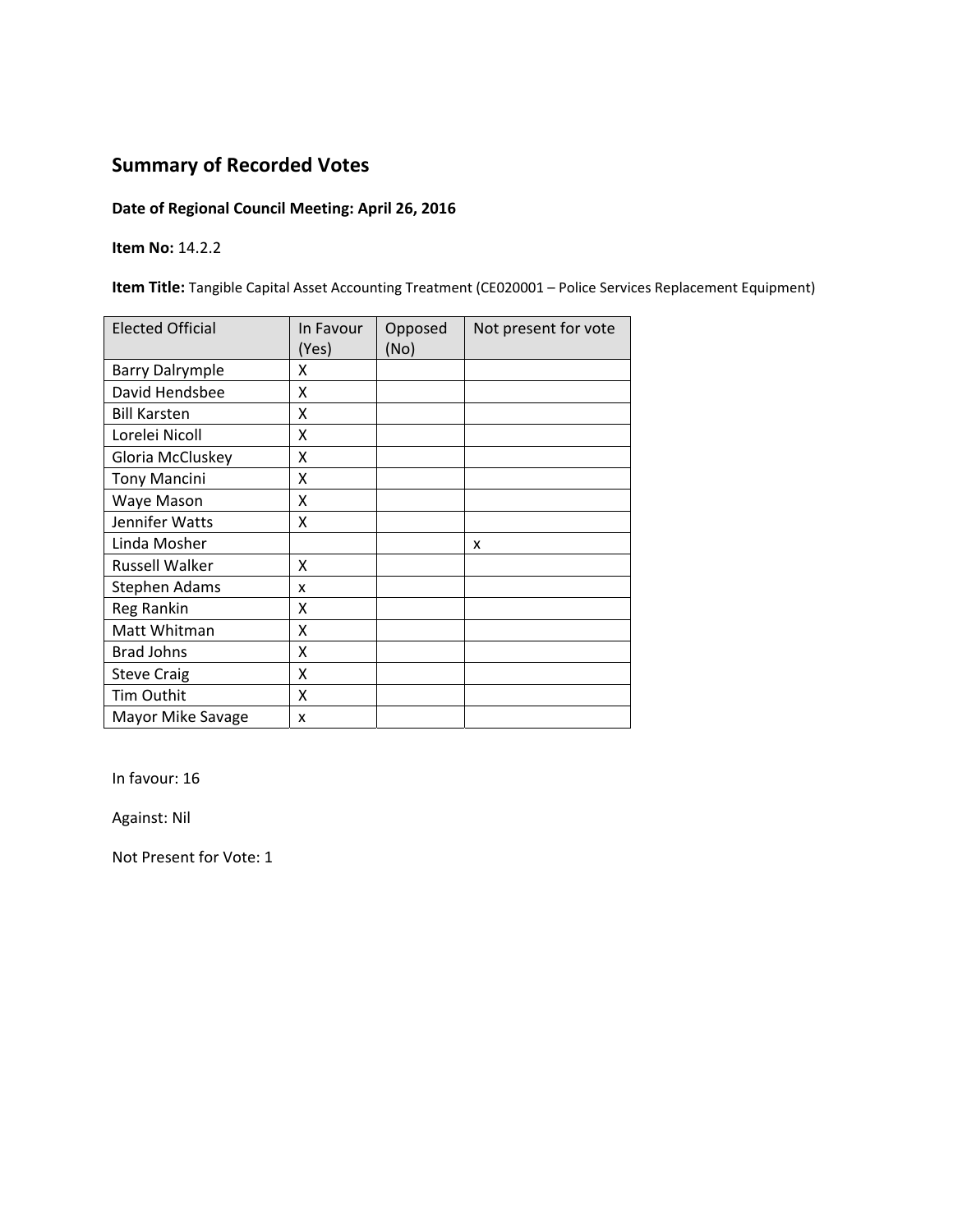## Summary of Recorded Votes

**Date of Regional Council Meeting: April 26, 2016**

**Item No:** 14.2.2

**Item Title:** Tangible Capital Asset Accounting Treatment (CE020001 – Police Services Replacement Equipment)

| Elected Official | In Favour (Yes) | Opposed (No) | Not present for vote |
|---|---|---|---|
| Barry Dalrymple | X | | |
| David Hendsbee | X | | |
| Bill Karsten | X | | |
| Lorelei Nicoll | X | | |
| Gloria McCluskey | X | | |
| Tony Mancini | X | | |
| Waye Mason | X | | |
| Jennifer Watts | X | | |
| Linda Mosher | | | x |
| Russell Walker | X | | |
| Stephen Adams | x | | |
| Reg Rankin | X | | |
| Matt Whitman | X | | |
| Brad Johns | X | | |
| Steve Craig | X | | |
| Tim Outhit | X | | |
| Mayor Mike Savage | x | | |

In favour: 16

Against: Nil

Not Present for Vote: 1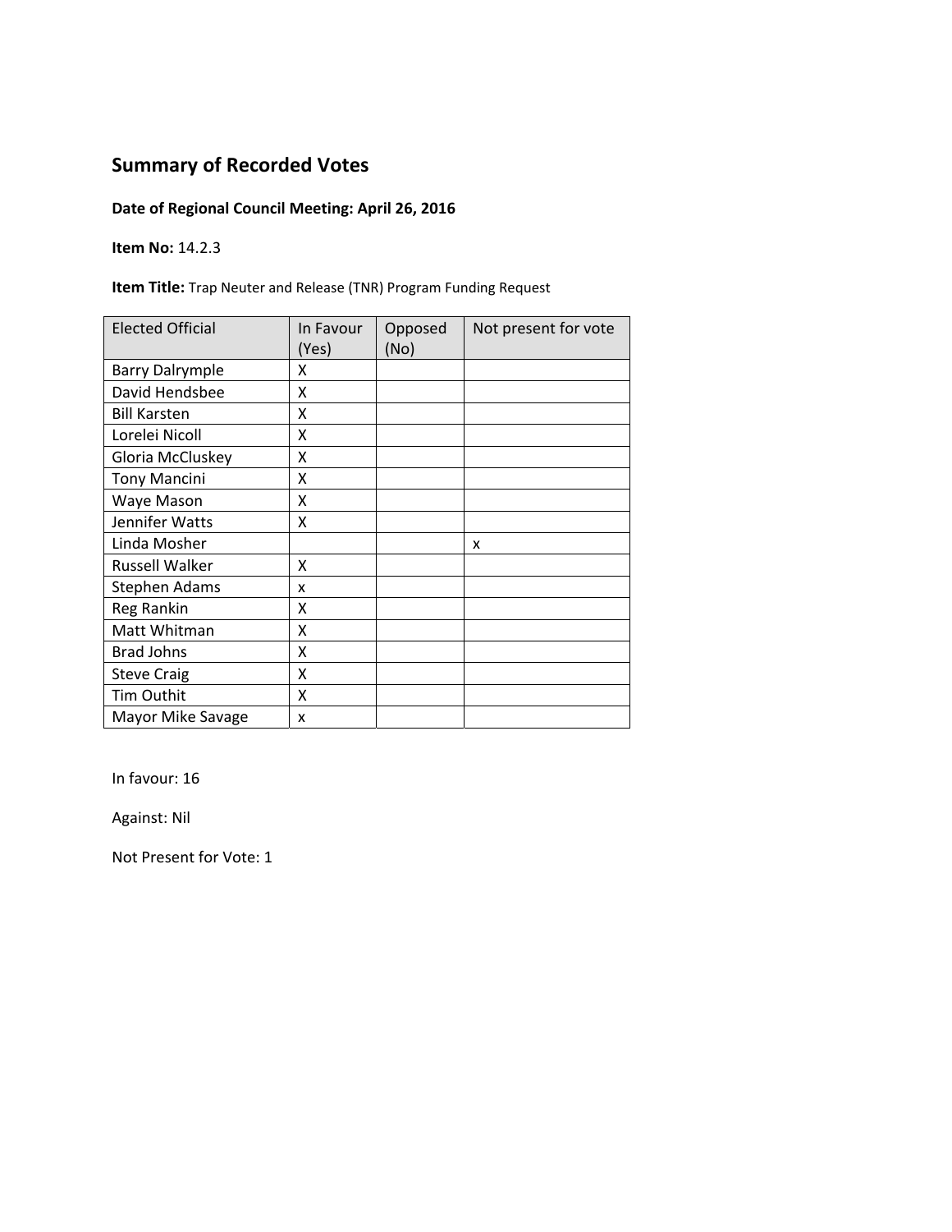## Summary of Recorded Votes

**Date of Regional Council Meeting: April 26, 2016**

**Item No:** 14.2.3

**Item Title:** Trap Neuter and Release (TNR) Program Funding Request

| Elected Official | In Favour (Yes) | Opposed (No) | Not present for vote |
|---|---|---|---|
| Barry Dalrymple | X | | |
| David Hendsbee | X | | |
| Bill Karsten | X | | |
| Lorelei Nicoll | X | | |
| Gloria McCluskey | X | | |
| Tony Mancini | X | | |
| Waye Mason | X | | |
| Jennifer Watts | X | | |
| Linda Mosher | | | x |
| Russell Walker | X | | |
| Stephen Adams | x | | |
| Reg Rankin | X | | |
| Matt Whitman | X | | |
| Brad Johns | X | | |
| Steve Craig | X | | |
| Tim Outhit | X | | |
| Mayor Mike Savage | x | | |

In favour: 16

Against: Nil

Not Present for Vote: 1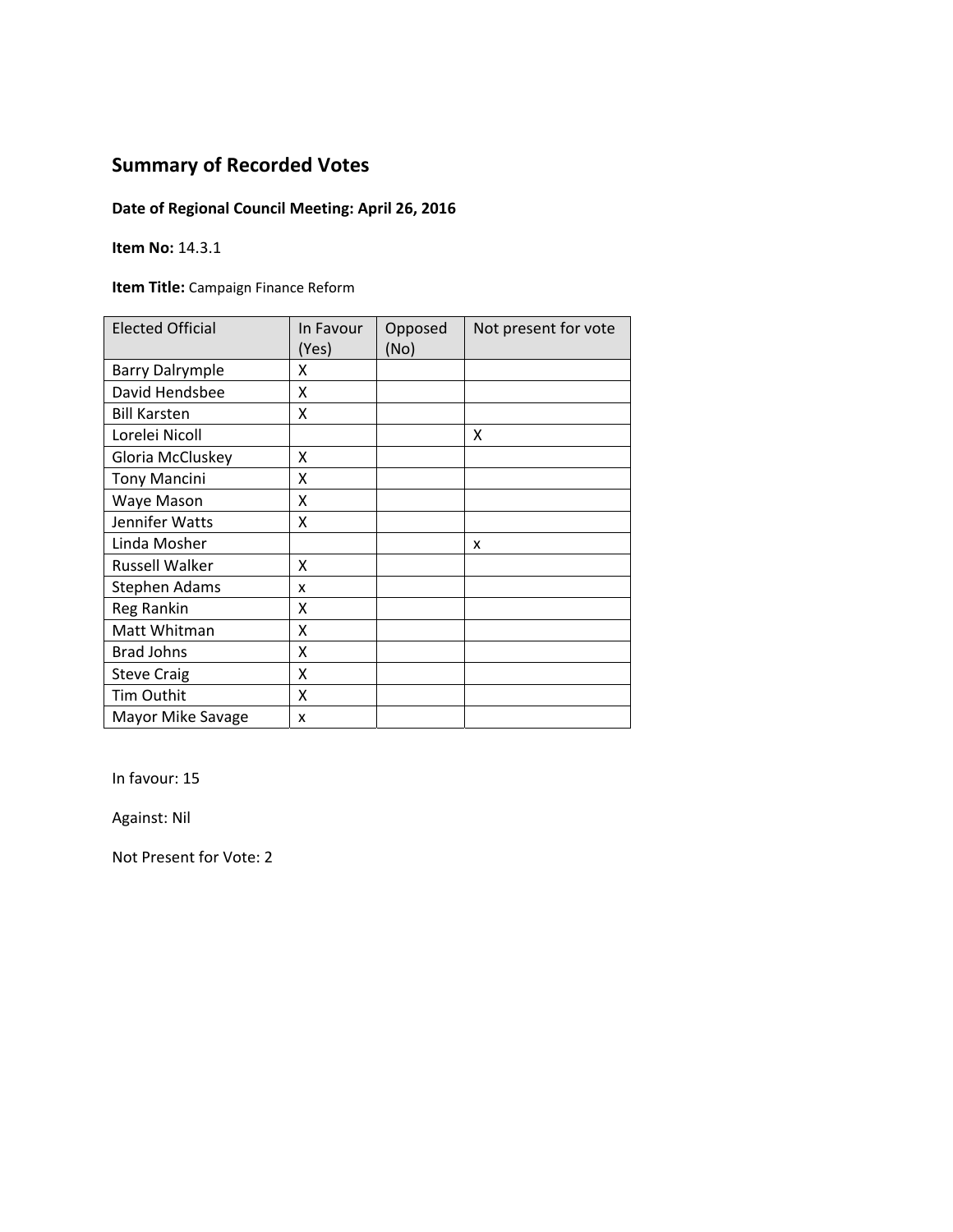## Summary of Recorded Votes

**Date of Regional Council Meeting: April 26, 2016**

**Item No:** 14.3.1

**Item Title:** Campaign Finance Reform

| Elected Official | In Favour (Yes) | Opposed (No) | Not present for vote |
|---|---|---|---|
| Barry Dalrymple | X | | |
| David Hendsbee | X | | |
| Bill Karsten | X | | |
| Lorelei Nicoll | | | X |
| Gloria McCluskey | X | | |
| Tony Mancini | X | | |
| Waye Mason | X | | |
| Jennifer Watts | X | | |
| Linda Mosher | | | x |
| Russell Walker | X | | |
| Stephen Adams | x | | |
| Reg Rankin | X | | |
| Matt Whitman | X | | |
| Brad Johns | X | | |
| Steve Craig | X | | |
| Tim Outhit | X | | |
| Mayor Mike Savage | x | | |

In favour: 15

Against: Nil

Not Present for Vote: 2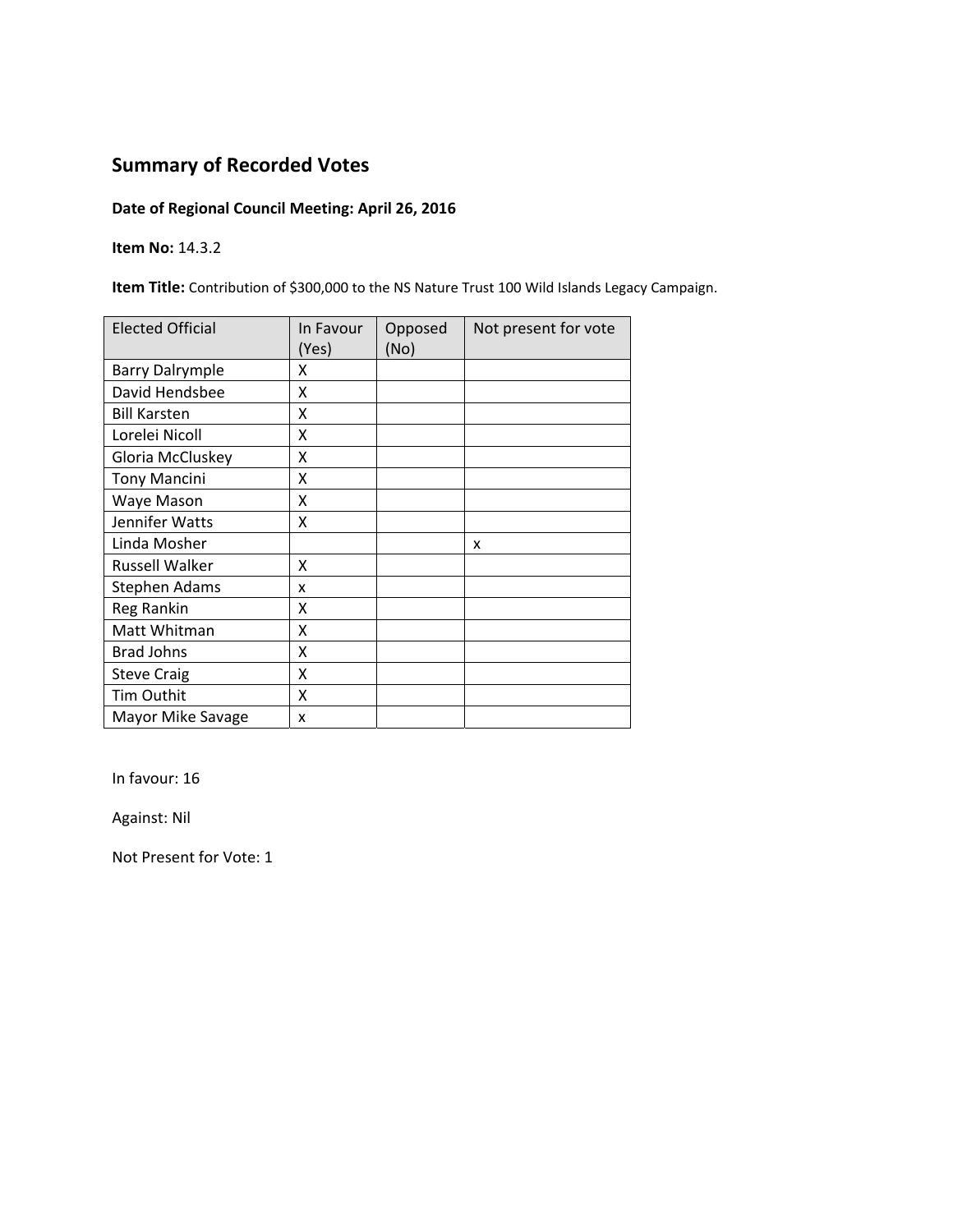## Summary of Recorded Votes

**Date of Regional Council Meeting: April 26, 2016**

**Item No:** 14.3.2

**Item Title:** Contribution of $300,000 to the NS Nature Trust 100 Wild Islands Legacy Campaign.

| Elected Official | In Favour (Yes) | Opposed (No) | Not present for vote |
|---|---|---|---|
| Barry Dalrymple | X | | |
| David Hendsbee | X | | |
| Bill Karsten | X | | |
| Lorelei Nicoll | X | | |
| Gloria McCluskey | X | | |
| Tony Mancini | X | | |
| Waye Mason | X | | |
| Jennifer Watts | X | | |
| Linda Mosher | | | x |
| Russell Walker | X | | |
| Stephen Adams | x | | |
| Reg Rankin | X | | |
| Matt Whitman | X | | |
| Brad Johns | X | | |
| Steve Craig | X | | |
| Tim Outhit | X | | |
| Mayor Mike Savage | x | | |

In favour: 16

Against: Nil

Not Present for Vote: 1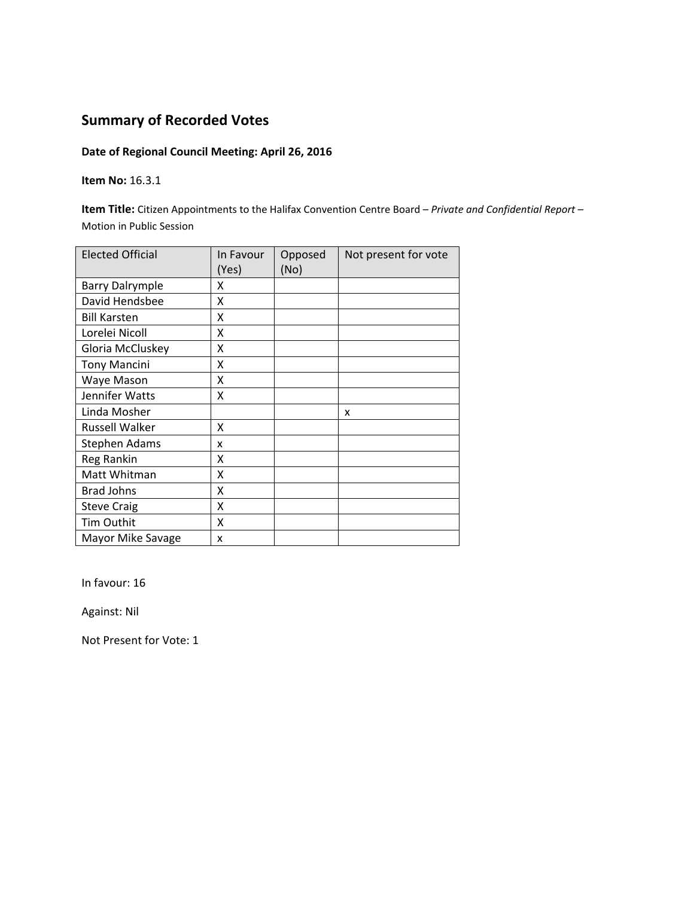## Summary of Recorded Votes

**Date of Regional Council Meeting: April 26, 2016**

**Item No:** 16.3.1

**Item Title:** Citizen Appointments to the Halifax Convention Centre Board – *Private and Confidential Report* – Motion in Public Session

| Elected Official | In Favour (Yes) | Opposed (No) | Not present for vote |
|---|---|---|---|
| Barry Dalrymple | X | | |
| David Hendsbee | X | | |
| Bill Karsten | X | | |
| Lorelei Nicoll | X | | |
| Gloria McCluskey | X | | |
| Tony Mancini | X | | |
| Waye Mason | X | | |
| Jennifer Watts | X | | |
| Linda Mosher | | | x |
| Russell Walker | X | | |
| Stephen Adams | x | | |
| Reg Rankin | X | | |
| Matt Whitman | X | | |
| Brad Johns | X | | |
| Steve Craig | X | | |
| Tim Outhit | X | | |
| Mayor Mike Savage | x | | |

In favour: 16

Against: Nil

Not Present for Vote: 1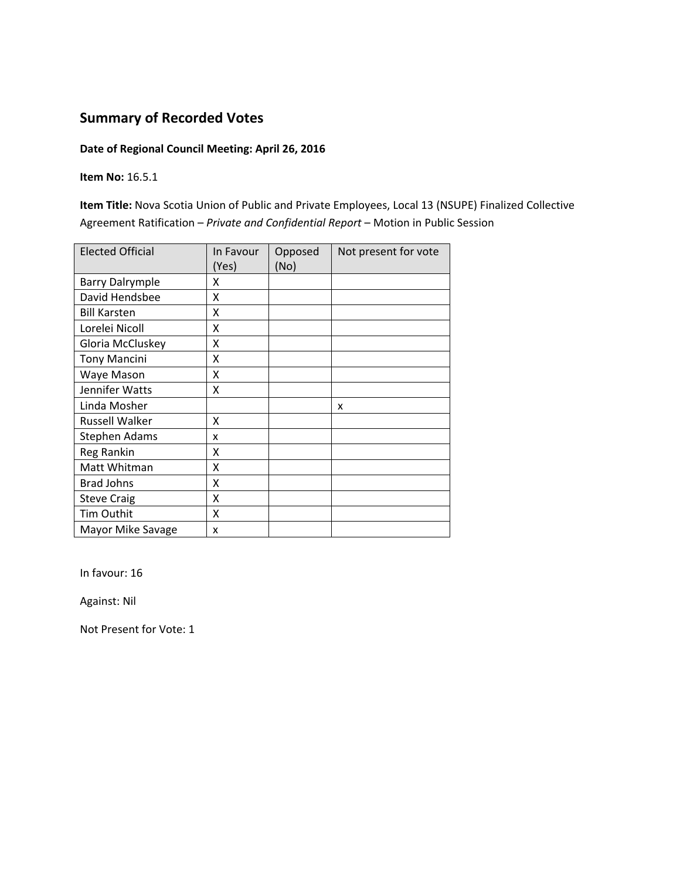## Summary of Recorded Votes

**Date of Regional Council Meeting: April 26, 2016**

**Item No:** 16.5.1

**Item Title:** Nova Scotia Union of Public and Private Employees, Local 13 (NSUPE) Finalized Collective Agreement Ratification – *Private and Confidential Report* – Motion in Public Session

| Elected Official | In Favour (Yes) | Opposed (No) | Not present for vote |
|---|---|---|---|
| Barry Dalrymple | X | | |
| David Hendsbee | X | | |
| Bill Karsten | X | | |
| Lorelei Nicoll | X | | |
| Gloria McCluskey | X | | |
| Tony Mancini | X | | |
| Waye Mason | X | | |
| Jennifer Watts | X | | |
| Linda Mosher | | | x |
| Russell Walker | X | | |
| Stephen Adams | x | | |
| Reg Rankin | X | | |
| Matt Whitman | X | | |
| Brad Johns | X | | |
| Steve Craig | X | | |
| Tim Outhit | X | | |
| Mayor Mike Savage | x | | |

In favour: 16

Against: Nil

Not Present for Vote: 1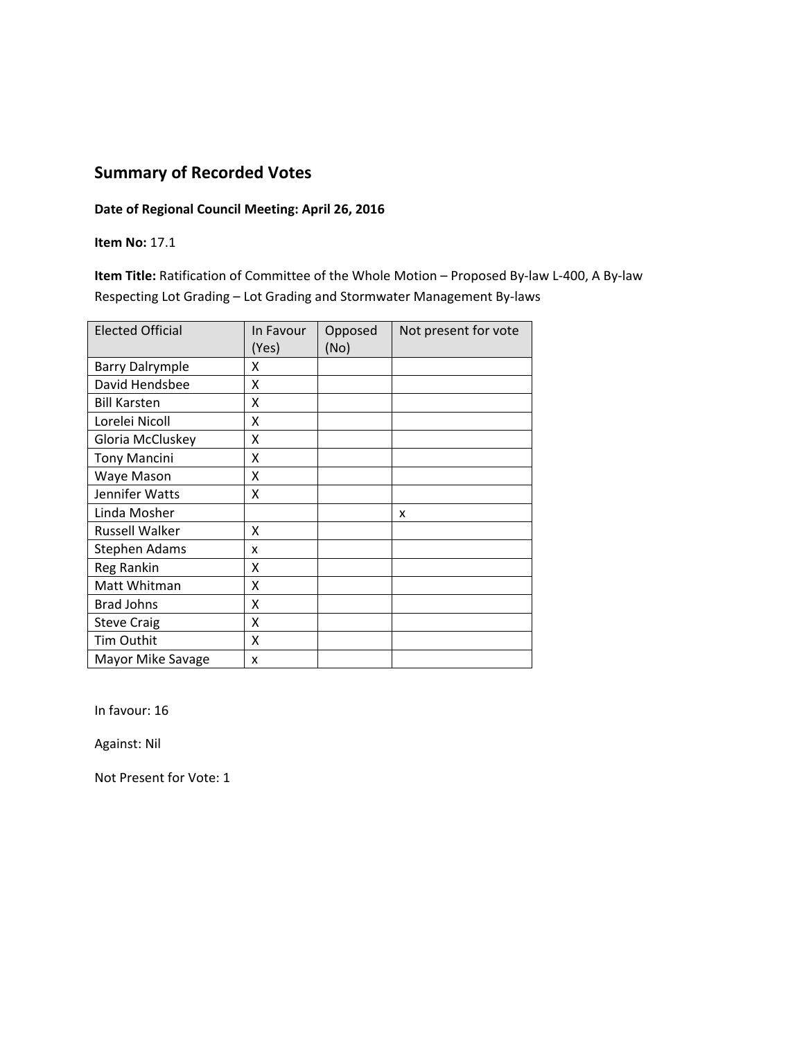## Summary of Recorded Votes

**Date of Regional Council Meeting: April 26, 2016**

**Item No:** 17.1

**Item Title:** Ratification of Committee of the Whole Motion – Proposed By-law L-400, A By-law Respecting Lot Grading – Lot Grading and Stormwater Management By-laws

| Elected Official | In Favour (Yes) | Opposed (No) | Not present for vote |
|---|---|---|---|
| Barry Dalrymple | X | | |
| David Hendsbee | X | | |
| Bill Karsten | X | | |
| Lorelei Nicoll | X | | |
| Gloria McCluskey | X | | |
| Tony Mancini | X | | |
| Waye Mason | X | | |
| Jennifer Watts | X | | |
| Linda Mosher | | | x |
| Russell Walker | X | | |
| Stephen Adams | x | | |
| Reg Rankin | X | | |
| Matt Whitman | X | | |
| Brad Johns | X | | |
| Steve Craig | X | | |
| Tim Outhit | X | | |
| Mayor Mike Savage | x | | |

In favour: 16

Against: Nil

Not Present for Vote: 1